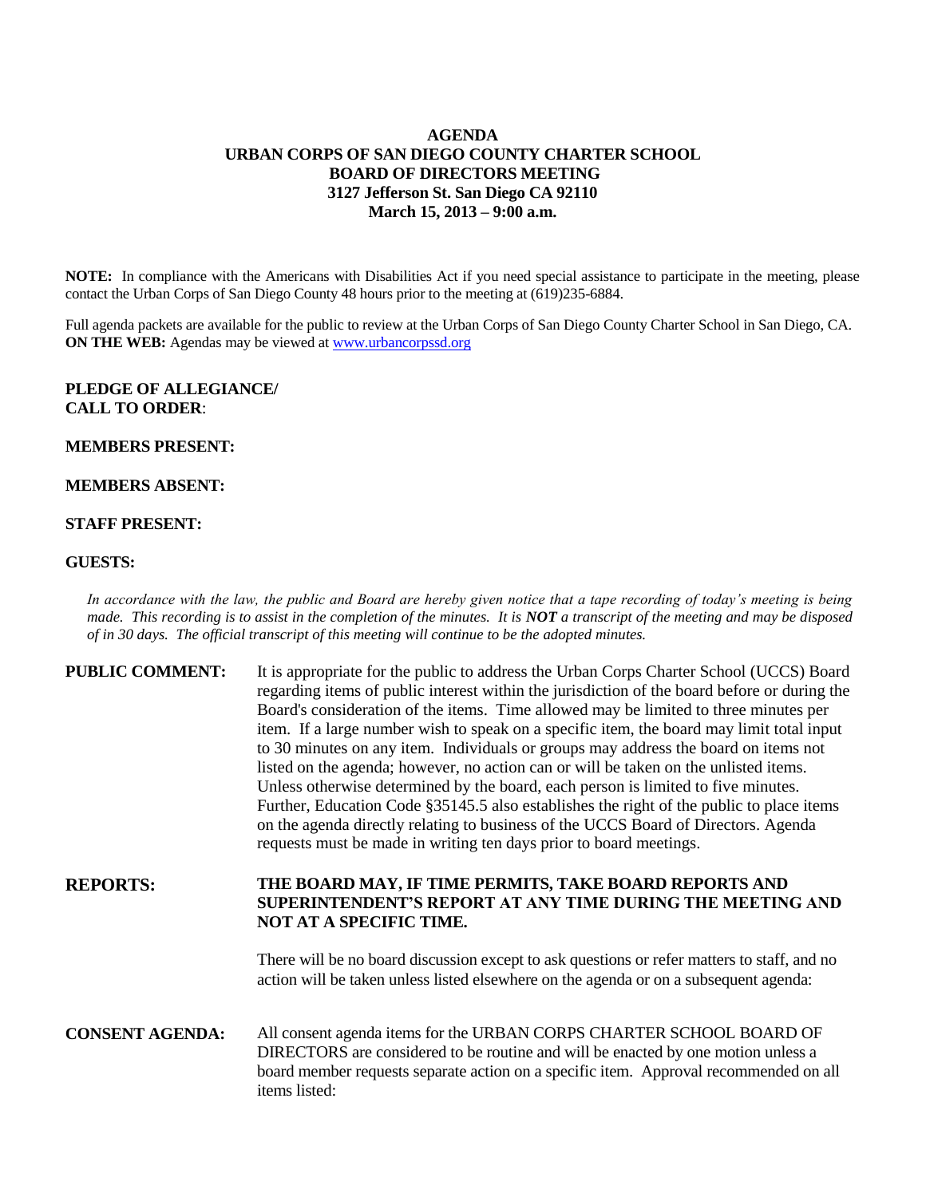# AGENDA
## URBAN CORPS OF SAN DIEGO COUNTY CHARTER SCHOOL
## BOARD OF DIRECTORS MEETING
## 3127 Jefferson St. San Diego CA 92110
## March 15, 2013 – 9:00 a.m.

**NOTE:** In compliance with the Americans with Disabilities Act if you need special assistance to participate in the meeting, please contact the Urban Corps of San Diego County 48 hours prior to the meeting at (619)235-6884.

Full agenda packets are available for the public to review at the Urban Corps of San Diego County Charter School in San Diego, CA.
**ON THE WEB:** Agendas may be viewed at www.urbancorpssd.org

**PLEDGE OF ALLEGIANCE/**
**CALL TO ORDER**:

**MEMBERS PRESENT:**

**MEMBERS ABSENT:**

**STAFF PRESENT:**

**GUESTS:**

*In accordance with the law, the public and Board are hereby given notice that a tape recording of today's meeting is being made. This recording is to assist in the completion of the minutes. It is **NOT** a transcript of the meeting and may be disposed of in 30 days. The official transcript of this meeting will continue to be the adopted minutes.*

**PUBLIC COMMENT:** It is appropriate for the public to address the Urban Corps Charter School (UCCS) Board regarding items of public interest within the jurisdiction of the board before or during the Board's consideration of the items. Time allowed may be limited to three minutes per item. If a large number wish to speak on a specific item, the board may limit total input to 30 minutes on any item. Individuals or groups may address the board on items not listed on the agenda; however, no action can or will be taken on the unlisted items. Unless otherwise determined by the board, each person is limited to five minutes. Further, Education Code §35145.5 also establishes the right of the public to place items on the agenda directly relating to business of the UCCS Board of Directors. Agenda requests must be made in writing ten days prior to board meetings.

**REPORTS:** **THE BOARD MAY, IF TIME PERMITS, TAKE BOARD REPORTS AND SUPERINTENDENT'S REPORT AT ANY TIME DURING THE MEETING AND NOT AT A SPECIFIC TIME.**

There will be no board discussion except to ask questions or refer matters to staff, and no action will be taken unless listed elsewhere on the agenda or on a subsequent agenda:

**CONSENT AGENDA:** All consent agenda items for the URBAN CORPS CHARTER SCHOOL BOARD OF DIRECTORS are considered to be routine and will be enacted by one motion unless a board member requests separate action on a specific item. Approval recommended on all items listed: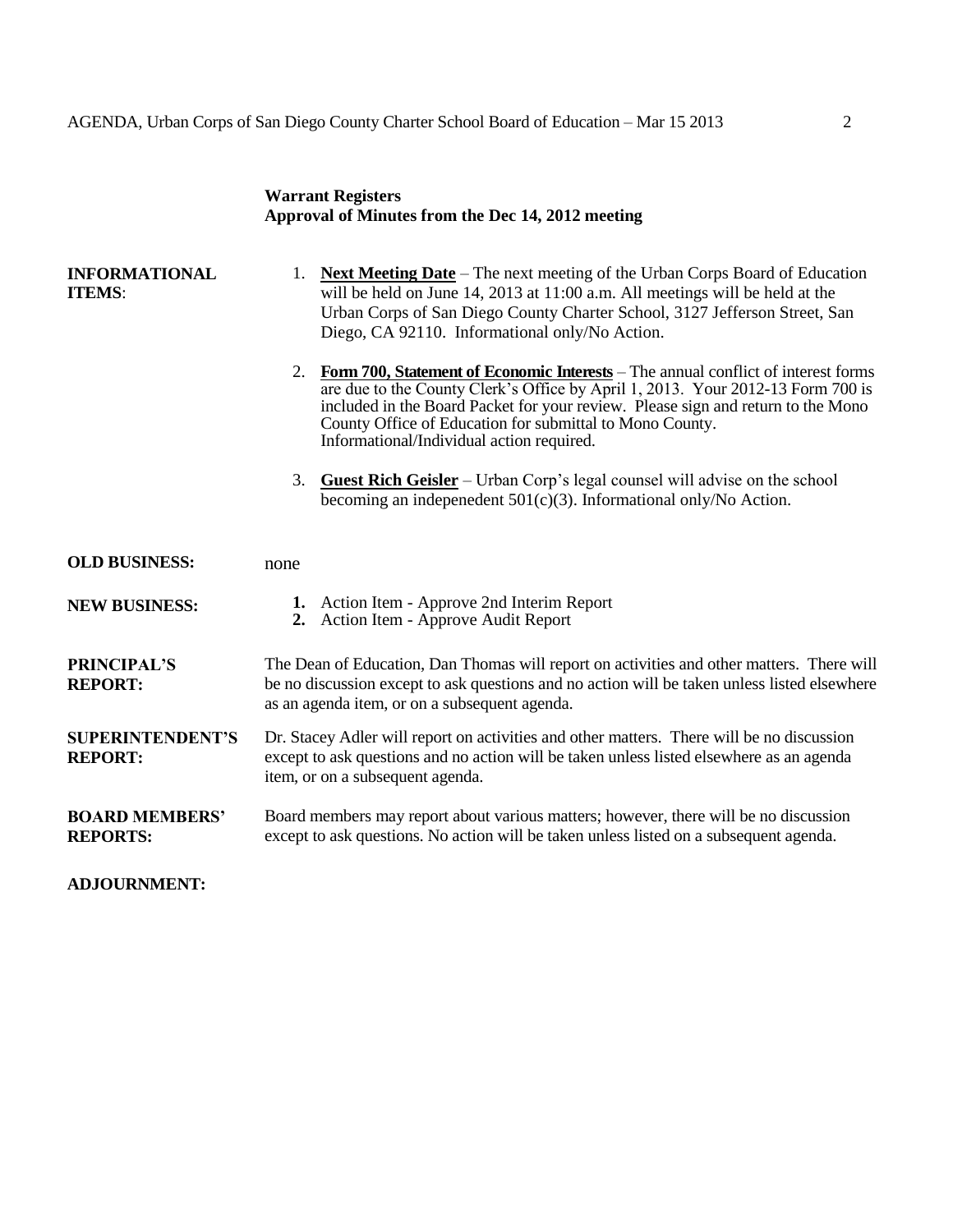**Warrant Registers**
**Approval of Minutes from the Dec 14, 2012 meeting**

**INFORMATIONAL ITEMS**:

1. **Next Meeting Date** – The next meeting of the Urban Corps Board of Education will be held on June 14, 2013 at 11:00 a.m. All meetings will be held at the Urban Corps of San Diego County Charter School, 3127 Jefferson Street, San Diego, CA 92110. Informational only/No Action.

2. **Form 700, Statement of Economic Interests** – The annual conflict of interest forms are due to the County Clerk's Office by April 1, 2013. Your 2012-13 Form 700 is included in the Board Packet for your review. Please sign and return to the Mono County Office of Education for submittal to Mono County. Informational/Individual action required.

3. **Guest Rich Geisler** – Urban Corp's legal counsel will advise on the school becoming an indepenedent 501(c)(3). Informational only/No Action.

**OLD BUSINESS:** none

**NEW BUSINESS:**

1. Action Item - Approve 2nd Interim Report
2. Action Item - Approve Audit Report

**PRINCIPAL'S REPORT:** The Dean of Education, Dan Thomas will report on activities and other matters. There will be no discussion except to ask questions and no action will be taken unless listed elsewhere as an agenda item, or on a subsequent agenda.

**SUPERINTENDENT'S REPORT:** Dr. Stacey Adler will report on activities and other matters. There will be no discussion except to ask questions and no action will be taken unless listed elsewhere as an agenda item, or on a subsequent agenda.

**BOARD MEMBERS' REPORTS:** Board members may report about various matters; however, there will be no discussion except to ask questions. No action will be taken unless listed on a subsequent agenda.

**ADJOURNMENT:**